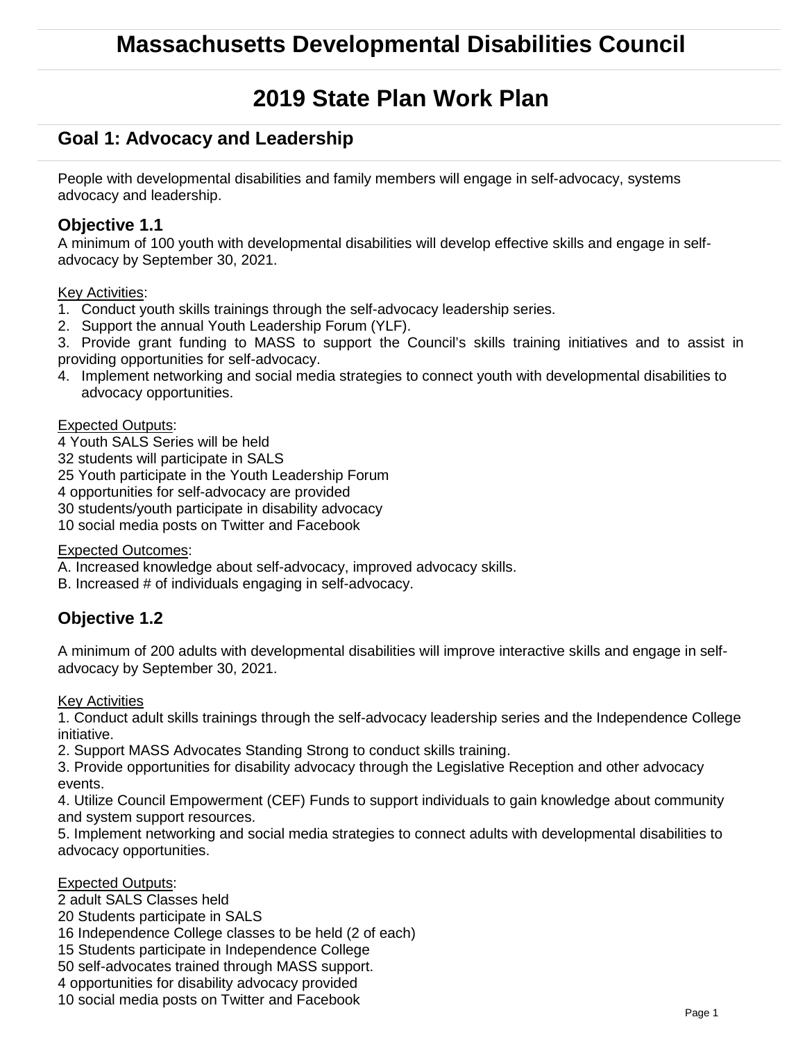# Massachusetts Developmental Disabilities Council

# 2019 State Plan Work Plan

## Goal 1: Advocacy and Leadership

People with developmental disabilities and family members will engage in self-advocacy, systems advocacy and leadership.

### Objective 1.1

A minimum of 100 youth with developmental disabilities will develop effective skills and engage in self-advocacy by September 30, 2021.

Key Activities:

1. Conduct youth skills trainings through the self-advocacy leadership series.
2. Support the annual Youth Leadership Forum (YLF).
3. Provide grant funding to MASS to support the Council's skills training initiatives and to assist in providing opportunities for self-advocacy.
4. Implement networking and social media strategies to connect youth with developmental disabilities to advocacy opportunities.

Expected Outputs:

4 Youth SALS Series will be held
32 students will participate in SALS
25 Youth participate in the Youth Leadership Forum
4 opportunities for self-advocacy are provided
30 students/youth participate in disability advocacy
10 social media posts on Twitter and Facebook

Expected Outcomes:

A. Increased knowledge about self-advocacy, improved advocacy skills.
B. Increased # of individuals engaging in self-advocacy.

### Objective 1.2

A minimum of 200 adults with developmental disabilities will improve interactive skills and engage in self-advocacy by September 30, 2021.

Key Activities

1. Conduct adult skills trainings through the self-advocacy leadership series and the Independence College initiative.
2. Support MASS Advocates Standing Strong to conduct skills training.
3. Provide opportunities for disability advocacy through the Legislative Reception and other advocacy events.
4. Utilize Council Empowerment (CEF) Funds to support individuals to gain knowledge about community and system support resources.
5. Implement networking and social media strategies to connect adults with developmental disabilities to advocacy opportunities.

Expected Outputs:

2 adult SALS Classes held
20 Students participate in SALS
16 Independence College classes to be held (2 of each)
15 Students participate in Independence College
50 self-advocates trained through MASS support.
4 opportunities for disability advocacy provided
10 social media posts on Twitter and Facebook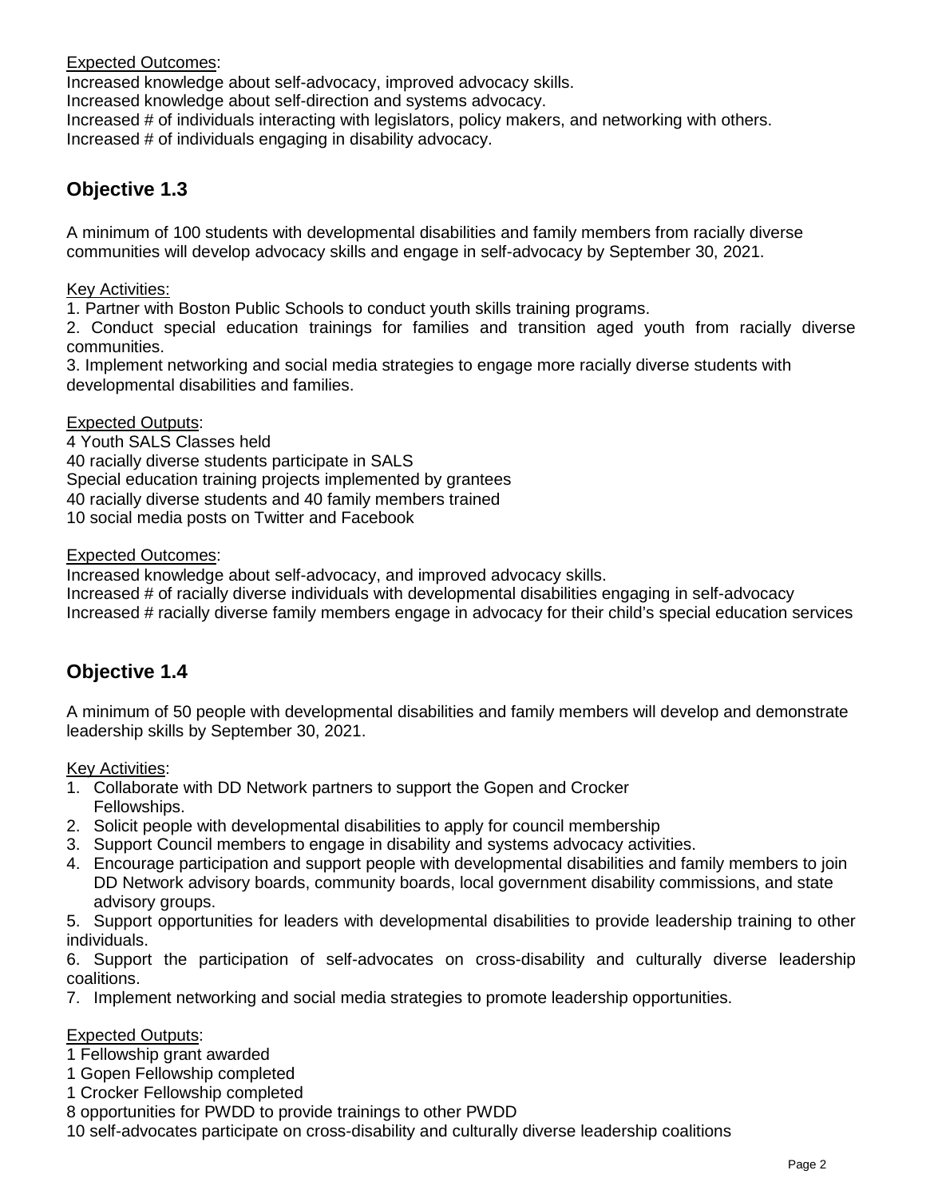Expected Outcomes:

Increased knowledge about self-advocacy, improved advocacy skills.
Increased knowledge about self-direction and systems advocacy.
Increased # of individuals interacting with legislators, policy makers, and networking with others.
Increased # of individuals engaging in disability advocacy.

## Objective 1.3

A minimum of 100 students with developmental disabilities and family members from racially diverse communities will develop advocacy skills and engage in self-advocacy by September 30, 2021.

Key Activities:

1. Partner with Boston Public Schools to conduct youth skills training programs.
2. Conduct special education trainings for families and transition aged youth from racially diverse communities.
3. Implement networking and social media strategies to engage more racially diverse students with developmental disabilities and families.

Expected Outputs:

4 Youth SALS Classes held
40 racially diverse students participate in SALS
Special education training projects implemented by grantees
40 racially diverse students and 40 family members trained
10 social media posts on Twitter and Facebook

Expected Outcomes:

Increased knowledge about self-advocacy, and improved advocacy skills.
Increased # of racially diverse individuals with developmental disabilities engaging in self-advocacy
Increased # racially diverse family members engage in advocacy for their child's special education services

## Objective 1.4

A minimum of 50 people with developmental disabilities and family members will develop and demonstrate leadership skills by September 30, 2021.

Key Activities:

1. Collaborate with DD Network partners to support the Gopen and Crocker Fellowships.
2. Solicit people with developmental disabilities to apply for council membership
3. Support Council members to engage in disability and systems advocacy activities.
4. Encourage participation and support people with developmental disabilities and family members to join DD Network advisory boards, community boards, local government disability commissions, and state advisory groups.
5. Support opportunities for leaders with developmental disabilities to provide leadership training to other individuals.
6. Support the participation of self-advocates on cross-disability and culturally diverse leadership coalitions.
7. Implement networking and social media strategies to promote leadership opportunities.

Expected Outputs:

1 Fellowship grant awarded
1 Gopen Fellowship completed
1 Crocker Fellowship completed
8 opportunities for PWDD to provide trainings to other PWDD
10 self-advocates participate on cross-disability and culturally diverse leadership coalitions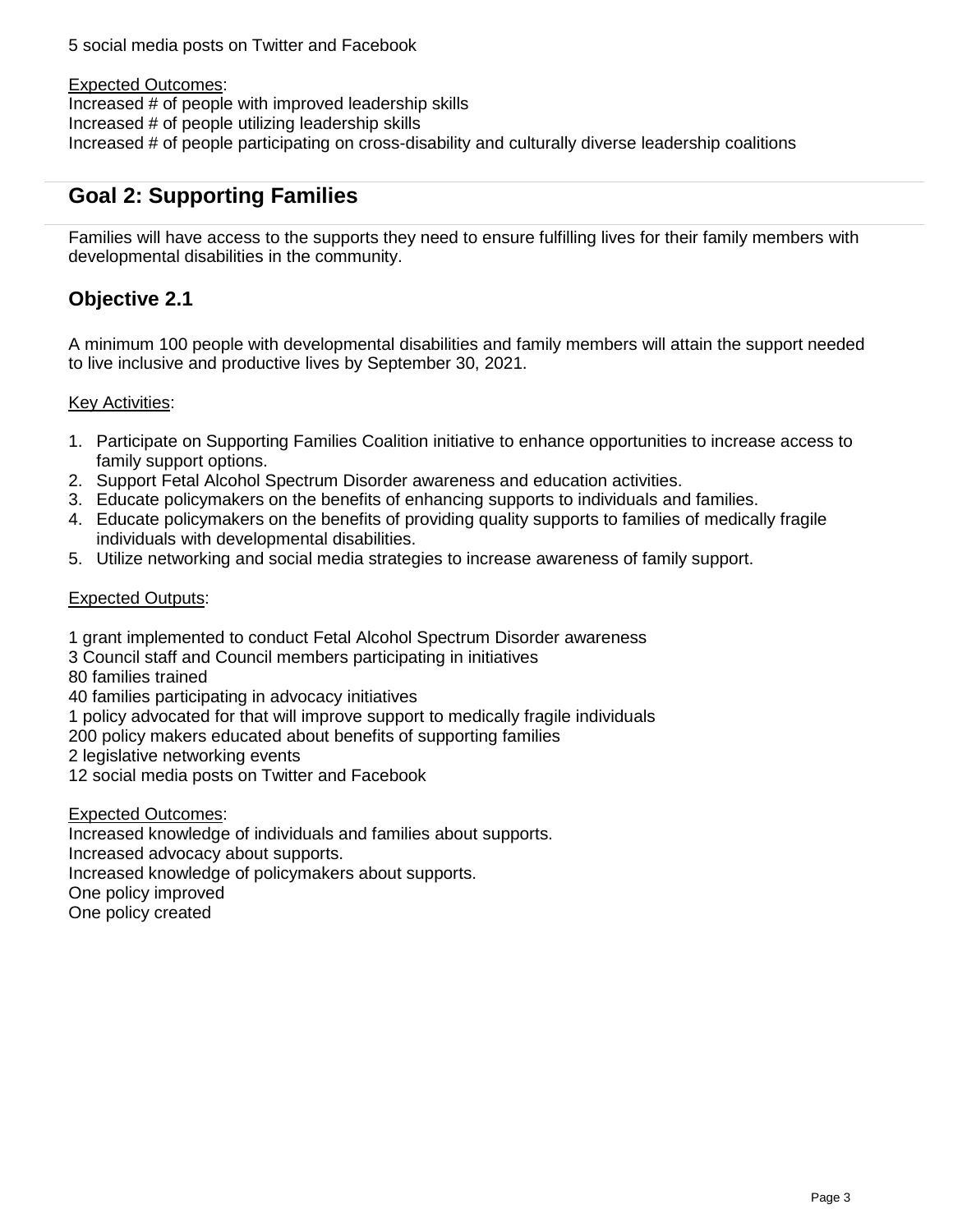5 social media posts on Twitter and Facebook

Expected Outcomes:
Increased # of people with improved leadership skills
Increased # of people utilizing leadership skills
Increased # of people participating on cross-disability and culturally diverse leadership coalitions

## Goal 2: Supporting Families

Families will have access to the supports they need to ensure fulfilling lives for their family members with developmental disabilities in the community.

### Objective 2.1

A minimum 100 people with developmental disabilities and family members will attain the support needed to live inclusive and productive lives by September 30, 2021.

Key Activities:

1. Participate on Supporting Families Coalition initiative to enhance opportunities to increase access to family support options.
2. Support Fetal Alcohol Spectrum Disorder awareness and education activities.
3. Educate policymakers on the benefits of enhancing supports to individuals and families.
4. Educate policymakers on the benefits of providing quality supports to families of medically fragile individuals with developmental disabilities.
5. Utilize networking and social media strategies to increase awareness of family support.

Expected Outputs:

1 grant implemented to conduct Fetal Alcohol Spectrum Disorder awareness
3 Council staff and Council members participating in initiatives
80 families trained
40 families participating in advocacy initiatives
1 policy advocated for that will improve support to medically fragile individuals
200 policy makers educated about benefits of supporting families
2 legislative networking events
12 social media posts on Twitter and Facebook

Expected Outcomes:
Increased knowledge of individuals and families about supports.
Increased advocacy about supports.
Increased knowledge of policymakers about supports.
One policy improved
One policy created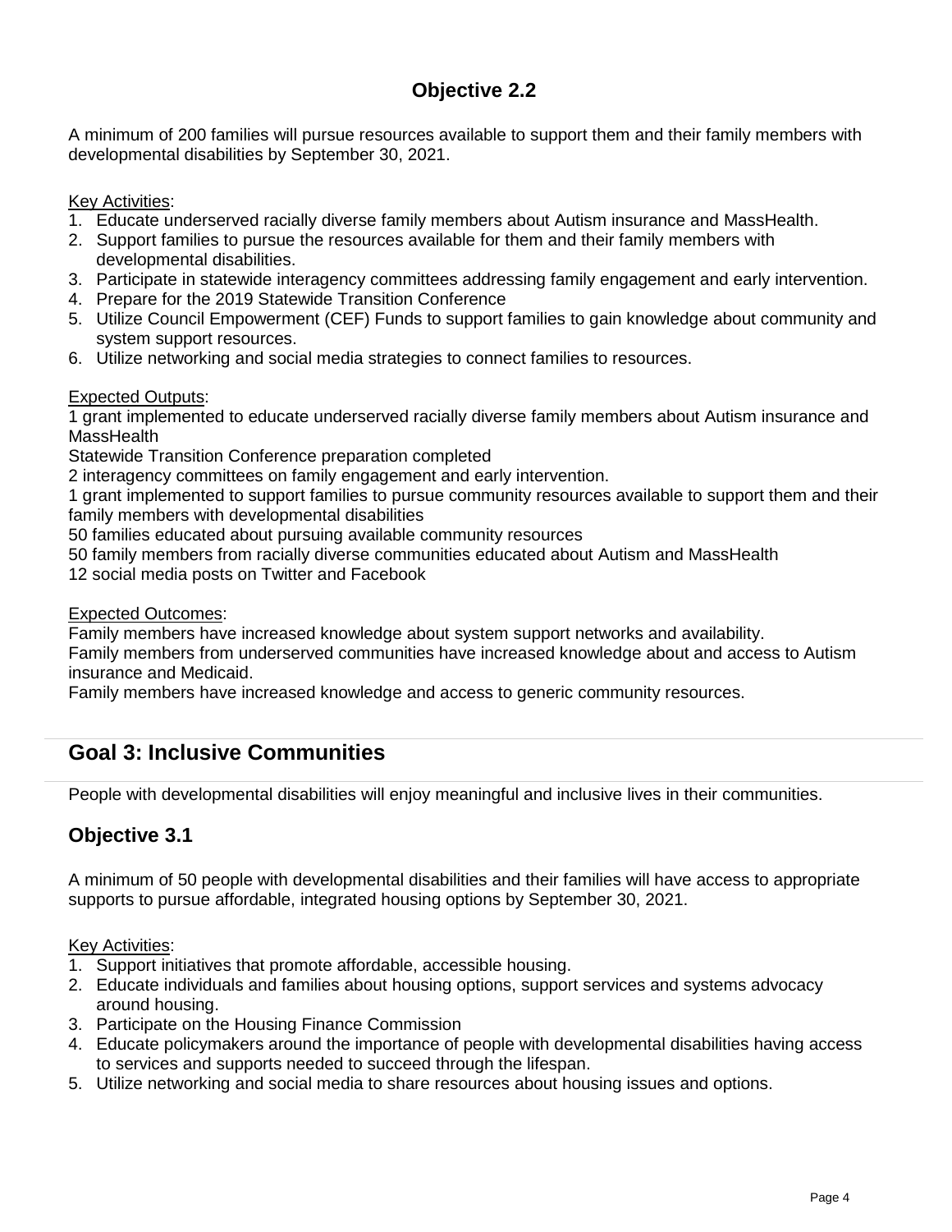### Objective 2.2

A minimum of 200 families will pursue resources available to support them and their family members with developmental disabilities by September 30, 2021.

Key Activities:

1. Educate underserved racially diverse family members about Autism insurance and MassHealth.
2. Support families to pursue the resources available for them and their family members with developmental disabilities.
3. Participate in statewide interagency committees addressing family engagement and early intervention.
4. Prepare for the 2019 Statewide Transition Conference
5. Utilize Council Empowerment (CEF) Funds to support families to gain knowledge about community and system support resources.
6. Utilize networking and social media strategies to connect families to resources.

Expected Outputs:

1 grant implemented to educate underserved racially diverse family members about Autism insurance and MassHealth

Statewide Transition Conference preparation completed

2 interagency committees on family engagement and early intervention.

1 grant implemented to support families to pursue community resources available to support them and their family members with developmental disabilities

50 families educated about pursuing available community resources

50 family members from racially diverse communities educated about Autism and MassHealth

12 social media posts on Twitter and Facebook

Expected Outcomes:

Family members have increased knowledge about system support networks and availability.

Family members from underserved communities have increased knowledge about and access to Autism insurance and Medicaid.

Family members have increased knowledge and access to generic community resources.

## Goal 3: Inclusive Communities

People with developmental disabilities will enjoy meaningful and inclusive lives in their communities.

### Objective 3.1

A minimum of 50 people with developmental disabilities and their families will have access to appropriate supports to pursue affordable, integrated housing options by September 30, 2021.

Key Activities:

1. Support initiatives that promote affordable, accessible housing.
2. Educate individuals and families about housing options, support services and systems advocacy around housing.
3. Participate on the Housing Finance Commission
4. Educate policymakers around the importance of people with developmental disabilities having access to services and supports needed to succeed through the lifespan.
5. Utilize networking and social media to share resources about housing issues and options.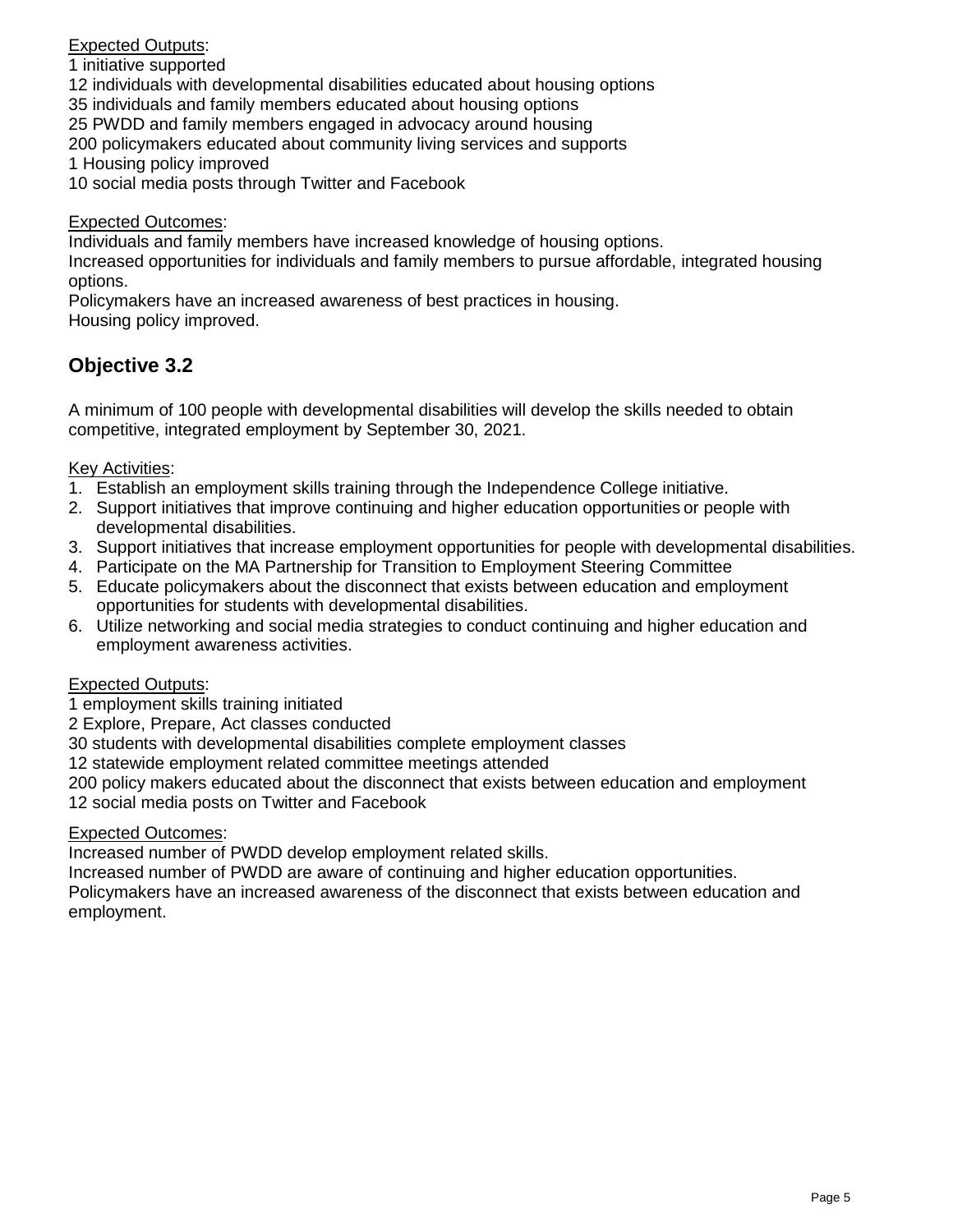Expected Outputs:

1 initiative supported
12 individuals with developmental disabilities educated about housing options
35 individuals and family members educated about housing options
25 PWDD and family members engaged in advocacy around housing
200 policymakers educated about community living services and supports
1 Housing policy improved
10 social media posts through Twitter and Facebook

Expected Outcomes:

Individuals and family members have increased knowledge of housing options.
Increased opportunities for individuals and family members to pursue affordable, integrated housing options.
Policymakers have an increased awareness of best practices in housing.
Housing policy improved.

## Objective 3.2

A minimum of 100 people with developmental disabilities will develop the skills needed to obtain competitive, integrated employment by September 30, 2021.

Key Activities:

1. Establish an employment skills training through the Independence College initiative.
2. Support initiatives that improve continuing and higher education opportunities or people with developmental disabilities.
3. Support initiatives that increase employment opportunities for people with developmental disabilities.
4. Participate on the MA Partnership for Transition to Employment Steering Committee
5. Educate policymakers about the disconnect that exists between education and employment opportunities for students with developmental disabilities.
6. Utilize networking and social media strategies to conduct continuing and higher education and employment awareness activities.

Expected Outputs:

1 employment skills training initiated
2 Explore, Prepare, Act classes conducted
30 students with developmental disabilities complete employment classes
12 statewide employment related committee meetings attended
200 policy makers educated about the disconnect that exists between education and employment
12 social media posts on Twitter and Facebook

Expected Outcomes:

Increased number of PWDD develop employment related skills.
Increased number of PWDD are aware of continuing and higher education opportunities.
Policymakers have an increased awareness of the disconnect that exists between education and employment.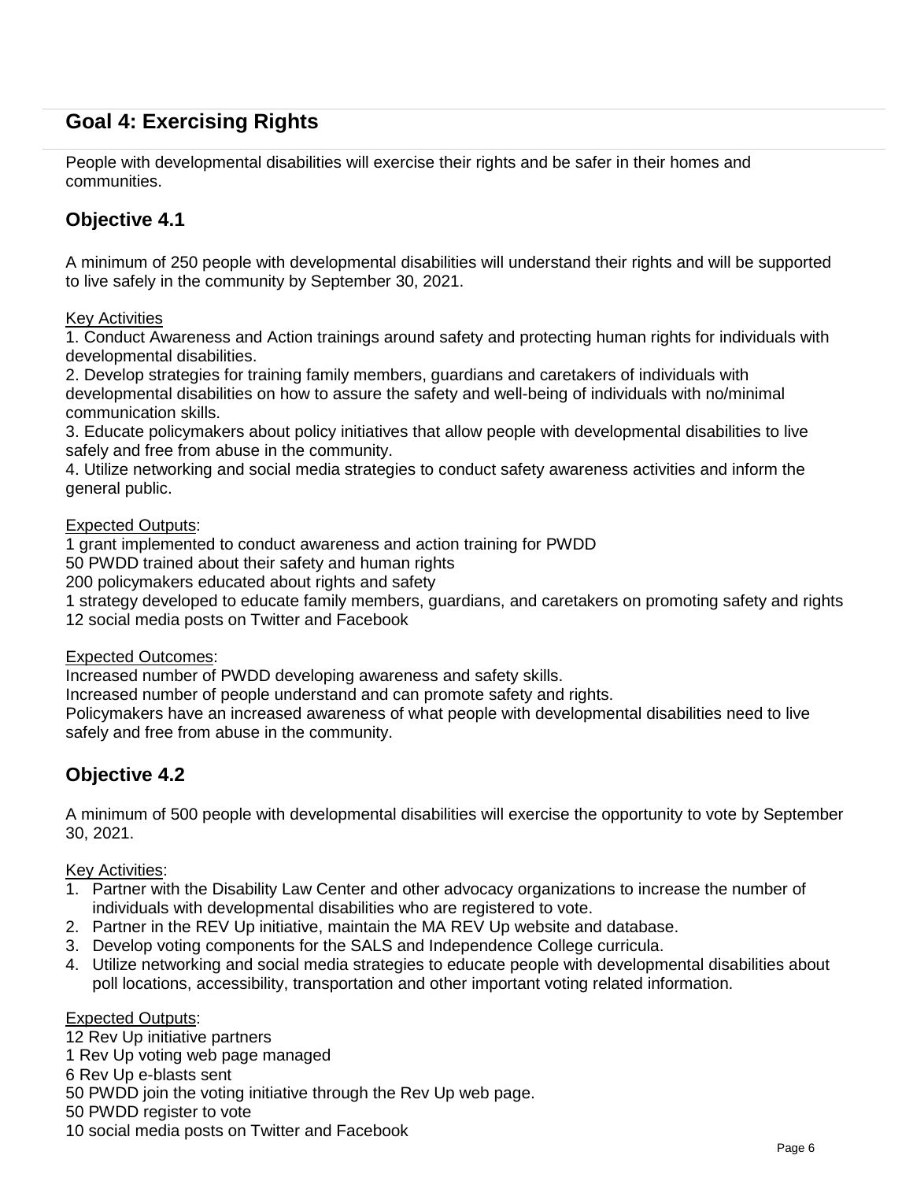## Goal 4: Exercising Rights

People with developmental disabilities will exercise their rights and be safer in their homes and communities.

### Objective 4.1

A minimum of 250 people with developmental disabilities will understand their rights and will be supported to live safely in the community by September 30, 2021.

Key Activities

1. Conduct Awareness and Action trainings around safety and protecting human rights for individuals with developmental disabilities.
2. Develop strategies for training family members, guardians and caretakers of individuals with developmental disabilities on how to assure the safety and well-being of individuals with no/minimal communication skills.
3. Educate policymakers about policy initiatives that allow people with developmental disabilities to live safely and free from abuse in the community.
4. Utilize networking and social media strategies to conduct safety awareness activities and inform the general public.

Expected Outputs:

1 grant implemented to conduct awareness and action training for PWDD
50 PWDD trained about their safety and human rights
200 policymakers educated about rights and safety
1 strategy developed to educate family members, guardians, and caretakers on promoting safety and rights
12 social media posts on Twitter and Facebook

Expected Outcomes:

Increased number of PWDD developing awareness and safety skills.
Increased number of people understand and can promote safety and rights.
Policymakers have an increased awareness of what people with developmental disabilities need to live safely and free from abuse in the community.

### Objective 4.2

A minimum of 500 people with developmental disabilities will exercise the opportunity to vote by September 30, 2021.

Key Activities:

1. Partner with the Disability Law Center and other advocacy organizations to increase the number of individuals with developmental disabilities who are registered to vote.
2. Partner in the REV Up initiative, maintain the MA REV Up website and database.
3. Develop voting components for the SALS and Independence College curricula.
4. Utilize networking and social media strategies to educate people with developmental disabilities about poll locations, accessibility, transportation and other important voting related information.

Expected Outputs:

12 Rev Up initiative partners
1 Rev Up voting web page managed
6 Rev Up e-blasts sent
50 PWDD join the voting initiative through the Rev Up web page.
50 PWDD register to vote
10 social media posts on Twitter and Facebook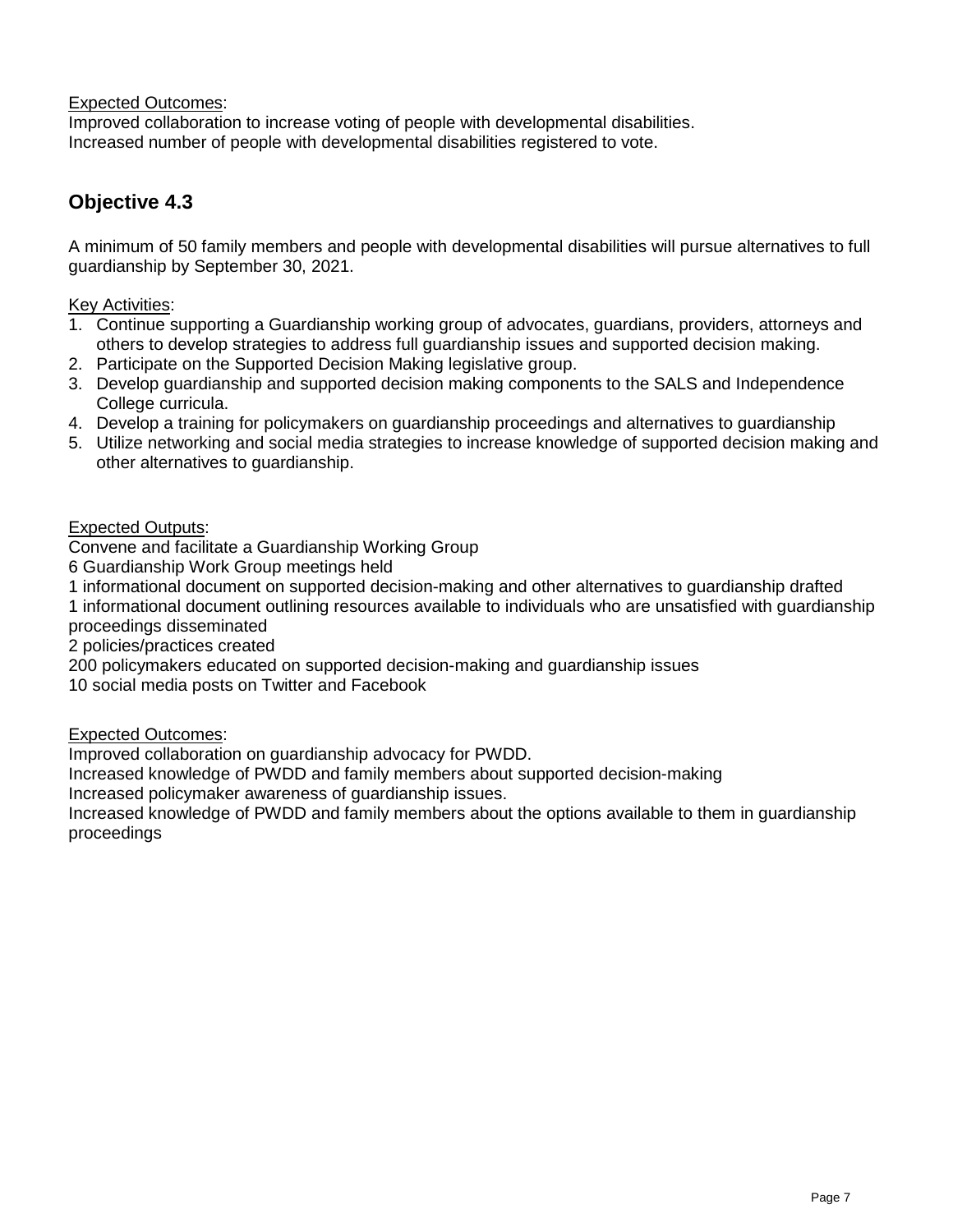Expected Outcomes:

Improved collaboration to increase voting of people with developmental disabilities.
Increased number of people with developmental disabilities registered to vote.

## Objective 4.3

A minimum of 50 family members and people with developmental disabilities will pursue alternatives to full guardianship by September 30, 2021.

Key Activities:

1. Continue supporting a Guardianship working group of advocates, guardians, providers, attorneys and others to develop strategies to address full guardianship issues and supported decision making.
2. Participate on the Supported Decision Making legislative group.
3. Develop guardianship and supported decision making components to the SALS and Independence College curricula.
4. Develop a training for policymakers on guardianship proceedings and alternatives to guardianship
5. Utilize networking and social media strategies to increase knowledge of supported decision making and other alternatives to guardianship.

Expected Outputs:

Convene and facilitate a Guardianship Working Group
6 Guardianship Work Group meetings held
1 informational document on supported decision-making and other alternatives to guardianship drafted
1 informational document outlining resources available to individuals who are unsatisfied with guardianship proceedings disseminated
2 policies/practices created
200 policymakers educated on supported decision-making and guardianship issues
10 social media posts on Twitter and Facebook

Expected Outcomes:

Improved collaboration on guardianship advocacy for PWDD.
Increased knowledge of PWDD and family members about supported decision-making
Increased policymaker awareness of guardianship issues.
Increased knowledge of PWDD and family members about the options available to them in guardianship proceedings